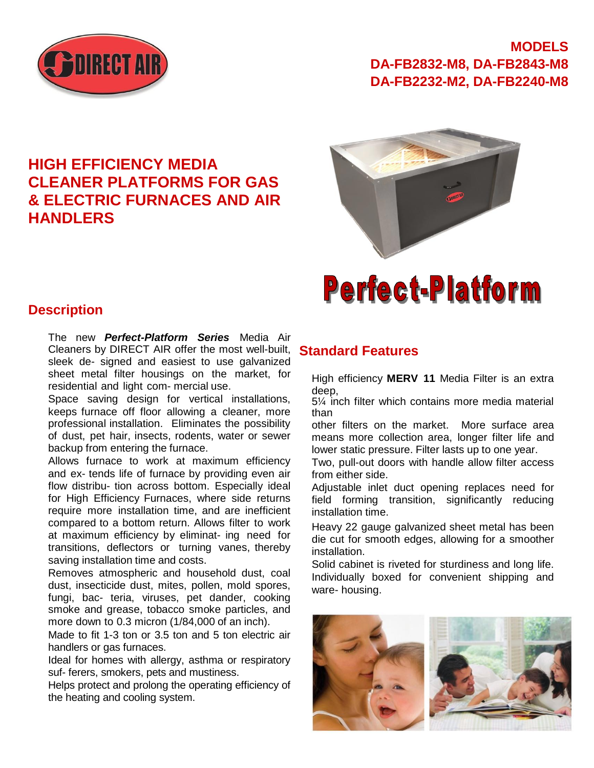**MODELS**
**DA-FB2832-M8, DA-FB2843-M8**
**DA-FB2232-M2, DA-FB2240-M8**

# HIGH EFFICIENCY MEDIA CLEANER PLATFORMS FOR GAS & ELECTRIC FURNACES AND AIR HANDLERS

# Perfect-Platform

## Description

The new ***Perfect-Platform Series*** Media Air Cleaners by DIRECT AIR offer the most well-built, sleek de- signed and easiest to use galvanized sheet metal filter housings on the market, for residential and light com- mercial use.

Space saving design for vertical installations, keeps furnace off floor allowing a cleaner, more professional installation. Eliminates the possibility of dust, pet hair, insects, rodents, water or sewer backup from entering the furnace.

Allows furnace to work at maximum efficiency and ex- tends life of furnace by providing even air flow distribu- tion across bottom. Especially ideal for High Efficiency Furnaces, where side returns require more installation time, and are inefficient compared to a bottom return. Allows filter to work at maximum efficiency by eliminat- ing need for transitions, deflectors or turning vanes, thereby saving installation time and costs.

Removes atmospheric and household dust, coal dust, insecticide dust, mites, pollen, mold spores, fungi, bac- teria, viruses, pet dander, cooking smoke and grease, tobacco smoke particles, and more down to 0.3 micron (1/84,000 of an inch).

Made to fit 1-3 ton or 3.5 ton and 5 ton electric air handlers or gas furnaces.

Ideal for homes with allergy, asthma or respiratory suf- ferers, smokers, pets and mustiness.

Helps protect and prolong the operating efficiency of the heating and cooling system.

## Standard Features

High efficiency **MERV 11** Media Filter is an extra deep, 5¼ inch filter which contains more media material than other filters on the market. More surface area means more collection area, longer filter life and lower static pressure. Filter lasts up to one year.

Two, pull-out doors with handle allow filter access from either side.

Adjustable inlet duct opening replaces need for field forming transition, significantly reducing installation time.

Heavy 22 gauge galvanized sheet metal has been die cut for smooth edges, allowing for a smoother installation.

Solid cabinet is riveted for sturdiness and long life.

Individually boxed for convenient shipping and ware- housing.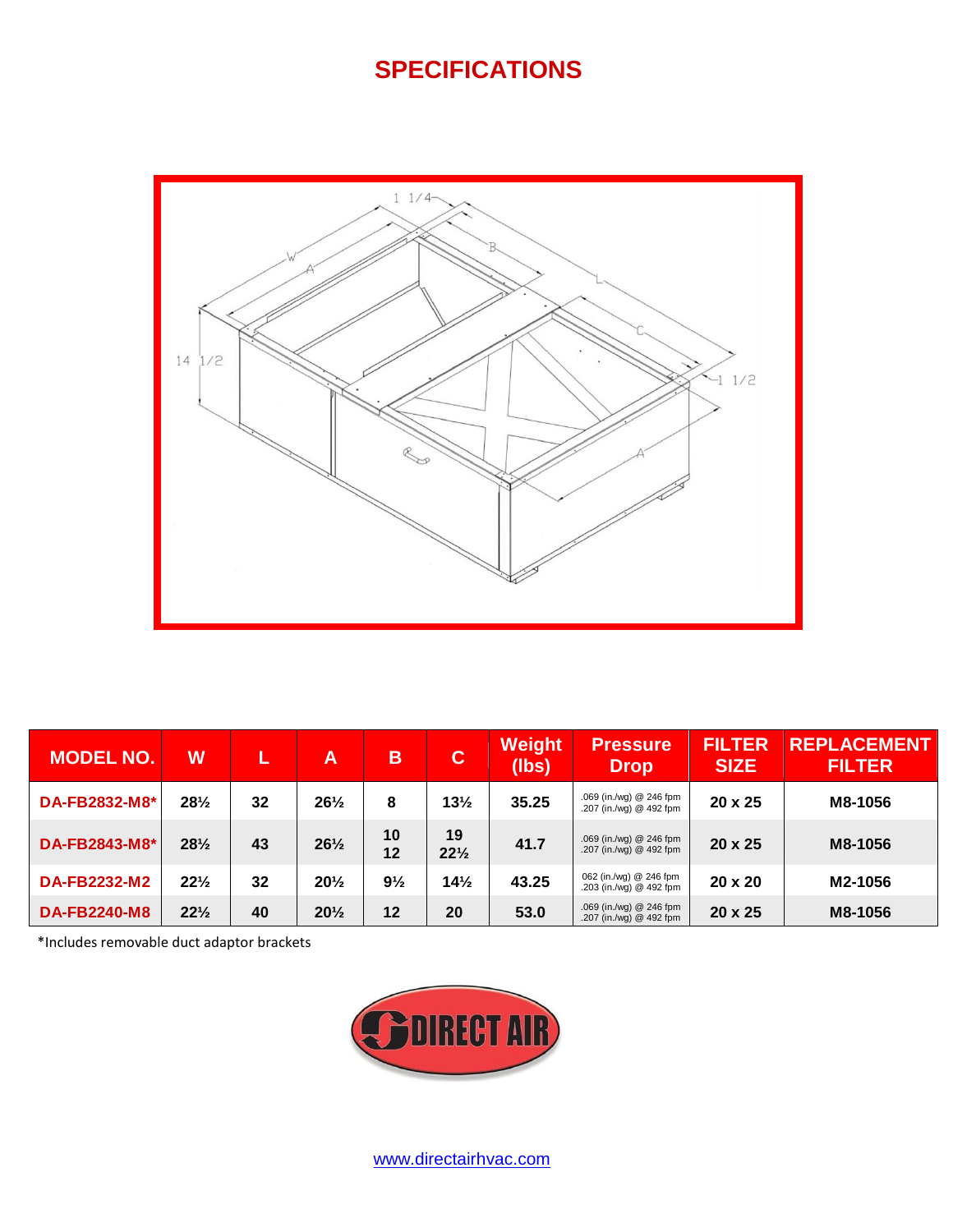# SPECIFICATIONS

| MODEL NO. | W | L | A | B | C | Weight (lbs) | Pressure Drop | FILTER SIZE | REPLACEMENT FILTER |
|---|---|---|---|---|---|---|---|---|---|
| DA-FB2832-M8* | 28½ | 32 | 26½ | 8 | 13½ | 35.25 | .069 (in./wg) @ 246 fpm<br>.207 (in./wg) @ 492 fpm | 20 x 25 | M8-1056 |
| DA-FB2843-M8* | 28½ | 43 | 26½ | 10<br>12 | 19<br>22½ | 41.7 | .069 (in./wg) @ 246 fpm<br>.207 (in./wg) @ 492 fpm | 20 x 25 | M8-1056 |
| DA-FB2232-M2 | 22½ | 32 | 20½ | 9½ | 14½ | 43.25 | 062 (in./wg) @ 246 fpm<br>.203 (in./wg) @ 492 fpm | 20 x 20 | M2-1056 |
| DA-FB2240-M8 | 22½ | 40 | 20½ | 12 | 20 | 53.0 | .069 (in./wg) @ 246 fpm<br>.207 (in./wg) @ 492 fpm | 20 x 25 | M8-1056 |

*Includes removable duct adaptor brackets

DIRECT AIR

www.directairhvac.com